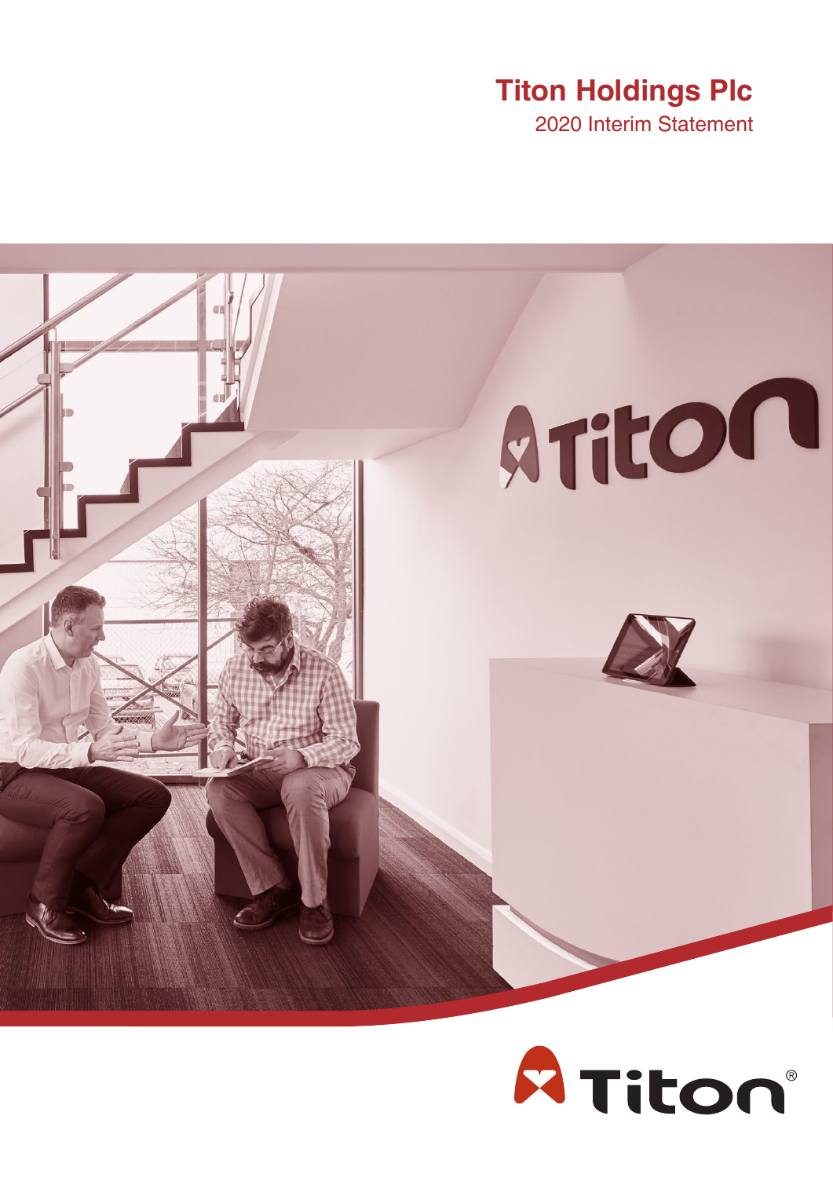# Titon Holdings Plc

2020 Interim Statement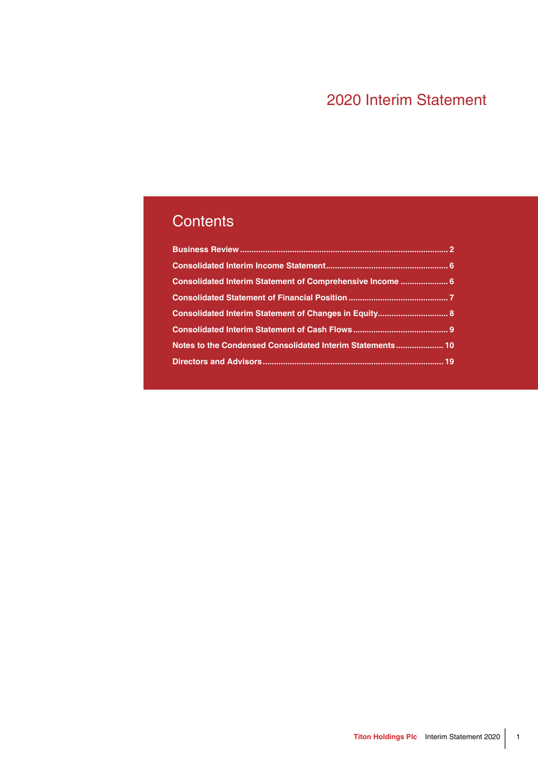# 2020 Interim Statement

## Contents

**Business Review** .......... 2

**Consolidated Interim Income Statement** .......... 6

**Consolidated Interim Statement of Comprehensive Income** .......... 6

**Consolidated Statement of Financial Position** .......... 7

**Consolidated Interim Statement of Changes in Equity** .......... 8

**Consolidated Interim Statement of Cash Flows** .......... 9

**Notes to the Condensed Consolidated Interim Statements** .......... 10

**Directors and Advisors** .......... 19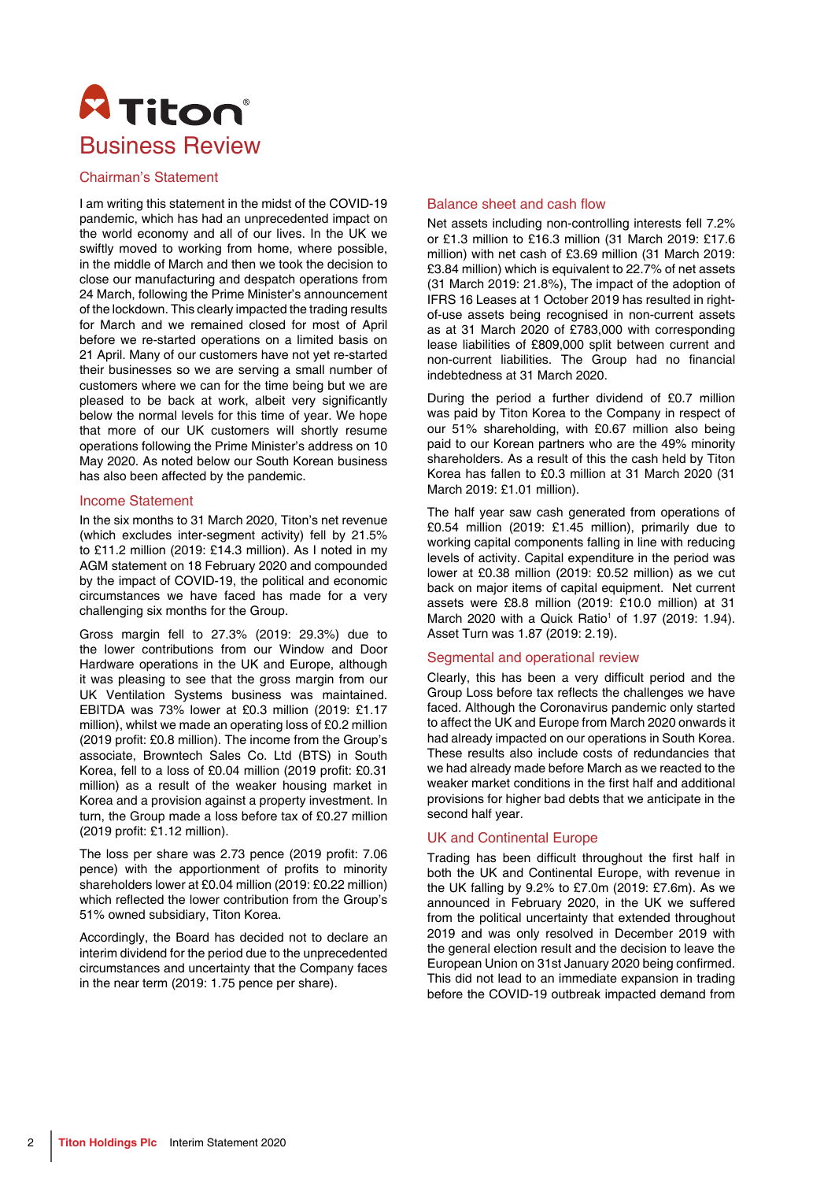# Titon

# Business Review

## Chairman's Statement

I am writing this statement in the midst of the COVID-19 pandemic, which has had an unprecedented impact on the world economy and all of our lives. In the UK we swiftly moved to working from home, where possible, in the middle of March and then we took the decision to close our manufacturing and despatch operations from 24 March, following the Prime Minister's announcement of the lockdown. This clearly impacted the trading results for March and we remained closed for most of April before we re-started operations on a limited basis on 21 April. Many of our customers have not yet re-started their businesses so we are serving a small number of customers where we can for the time being but we are pleased to be back at work, albeit very significantly below the normal levels for this time of year. We hope that more of our UK customers will shortly resume operations following the Prime Minister's address on 10 May 2020. As noted below our South Korean business has also been affected by the pandemic.

### Income Statement

In the six months to 31 March 2020, Titon's net revenue (which excludes inter-segment activity) fell by 21.5% to £11.2 million (2019: £14.3 million). As I noted in my AGM statement on 18 February 2020 and compounded by the impact of COVID-19, the political and economic circumstances we have faced has made for a very challenging six months for the Group.

Gross margin fell to 27.3% (2019: 29.3%) due to the lower contributions from our Window and Door Hardware operations in the UK and Europe, although it was pleasing to see that the gross margin from our UK Ventilation Systems business was maintained. EBITDA was 73% lower at £0.3 million (2019: £1.17 million), whilst we made an operating loss of £0.2 million (2019 profit: £0.8 million). The income from the Group's associate, Browntech Sales Co. Ltd (BTS) in South Korea, fell to a loss of £0.04 million (2019 profit: £0.31 million) as a result of the weaker housing market in Korea and a provision against a property investment. In turn, the Group made a loss before tax of £0.27 million (2019 profit: £1.12 million).

The loss per share was 2.73 pence (2019 profit: 7.06 pence) with the apportionment of profits to minority shareholders lower at £0.04 million (2019: £0.22 million) which reflected the lower contribution from the Group's 51% owned subsidiary, Titon Korea.

Accordingly, the Board has decided not to declare an interim dividend for the period due to the unprecedented circumstances and uncertainty that the Company faces in the near term (2019: 1.75 pence per share).

### Balance sheet and cash flow

Net assets including non-controlling interests fell 7.2% or £1.3 million to £16.3 million (31 March 2019: £17.6 million) with net cash of £3.69 million (31 March 2019: £3.84 million) which is equivalent to 22.7% of net assets (31 March 2019: 21.8%), The impact of the adoption of IFRS 16 Leases at 1 October 2019 has resulted in right-of-use assets being recognised in non-current assets as at 31 March 2020 of £783,000 with corresponding lease liabilities of £809,000 split between current and non-current liabilities. The Group had no financial indebtedness at 31 March 2020.

During the period a further dividend of £0.7 million was paid by Titon Korea to the Company in respect of our 51% shareholding, with £0.67 million also being paid to our Korean partners who are the 49% minority shareholders. As a result of this the cash held by Titon Korea has fallen to £0.3 million at 31 March 2020 (31 March 2019: £1.01 million).

The half year saw cash generated from operations of £0.54 million (2019: £1.45 million), primarily due to working capital components falling in line with reducing levels of activity. Capital expenditure in the period was lower at £0.38 million (2019: £0.52 million) as we cut back on major items of capital equipment. Net current assets were £8.8 million (2019: £10.0 million) at 31 March 2020 with a Quick Ratio[1] of 1.97 (2019: 1.94). Asset Turn was 1.87 (2019: 2.19).

### Segmental and operational review

Clearly, this has been a very difficult period and the Group Loss before tax reflects the challenges we have faced. Although the Coronavirus pandemic only started to affect the UK and Europe from March 2020 onwards it had already impacted on our operations in South Korea. These results also include costs of redundancies that we had already made before March as we reacted to the weaker market conditions in the first half and additional provisions for higher bad debts that we anticipate in the second half year.

### UK and Continental Europe

Trading has been difficult throughout the first half in both the UK and Continental Europe, with revenue in the UK falling by 9.2% to £7.0m (2019: £7.6m). As we announced in February 2020, in the UK we suffered from the political uncertainty that extended throughout 2019 and was only resolved in December 2019 with the general election result and the decision to leave the European Union on 31st January 2020 being confirmed. This did not lead to an immediate expansion in trading before the COVID-19 outbreak impacted demand from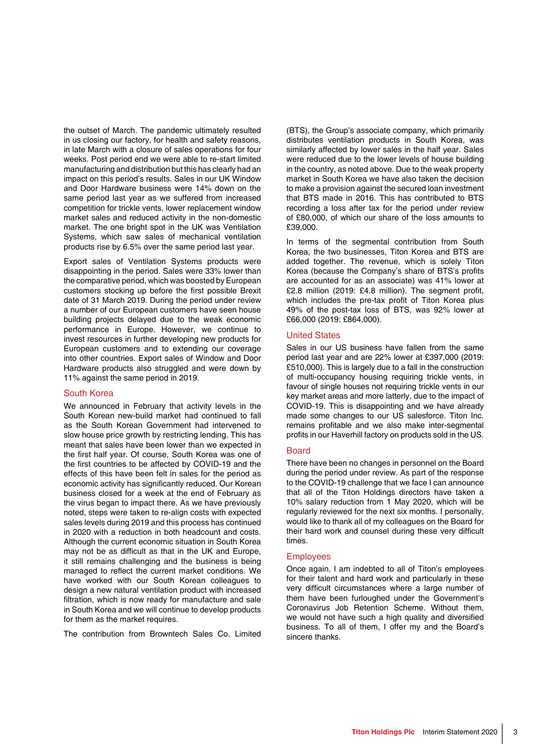the outset of March. The pandemic ultimately resulted in us closing our factory, for health and safety reasons, in late March with a closure of sales operations for four weeks. Post period end we were able to re-start limited manufacturing and distribution but this has clearly had an impact on this period's results. Sales in our UK Window and Door Hardware business were 14% down on the same period last year as we suffered from increased competition for trickle vents, lower replacement window market sales and reduced activity in the non-domestic market. The one bright spot in the UK was Ventilation Systems, which saw sales of mechanical ventilation products rise by 6.5% over the same period last year.

Export sales of Ventilation Systems products were disappointing in the period. Sales were 33% lower than the comparative period, which was boosted by European customers stocking up before the first possible Brexit date of 31 March 2019. During the period under review a number of our European customers have seen house building projects delayed due to the weak economic performance in Europe. However, we continue to invest resources in further developing new products for European customers and to extending our coverage into other countries. Export sales of Window and Door Hardware products also struggled and were down by 11% against the same period in 2019.

## South Korea

We announced in February that activity levels in the South Korean new-build market had continued to fall as the South Korean Government had intervened to slow house price growth by restricting lending. This has meant that sales have been lower than we expected in the first half year. Of course, South Korea was one of the first countries to be affected by COVID-19 and the effects of this have been felt in sales for the period as economic activity has significantly reduced. Our Korean business closed for a week at the end of February as the virus began to impact there. As we have previously noted, steps were taken to re-align costs with expected sales levels during 2019 and this process has continued in 2020 with a reduction in both headcount and costs. Although the current economic situation in South Korea may not be as difficult as that in the UK and Europe, it still remains challenging and the business is being managed to reflect the current market conditions. We have worked with our South Korean colleagues to design a new natural ventilation product with increased filtration, which is now ready for manufacture and sale in South Korea and we will continue to develop products for them as the market requires.

The contribution from Browntech Sales Co. Limited (BTS), the Group's associate company, which primarily distributes ventilation products in South Korea, was similarly affected by lower sales in the half year. Sales were reduced due to the lower levels of house building in the country, as noted above. Due to the weak property market in South Korea we have also taken the decision to make a provision against the secured loan investment that BTS made in 2016. This has contributed to BTS recording a loss after tax for the period under review of £80,000, of which our share of the loss amounts to £39,000.

In terms of the segmental contribution from South Korea, the two businesses, Titon Korea and BTS are added together. The revenue, which is solely Titon Korea (because the Company's share of BTS's profits are accounted for as an associate) was 41% lower at £2.8 million (2019: £4.8 million). The segment profit, which includes the pre-tax profit of Titon Korea plus 49% of the post-tax loss of BTS, was 92% lower at £66,000 (2019: £864,000).

## United States

Sales in our US business have fallen from the same period last year and are 22% lower at £397,000 (2019: £510,000). This is largely due to a fall in the construction of multi-occupancy housing requiring trickle vents, in favour of single houses not requiring trickle vents in our key market areas and more latterly, due to the impact of COVID-19. This is disappointing and we have already made some changes to our US salesforce. Titon Inc. remains profitable and we also make inter-segmental profits in our Haverhill factory on products sold in the US.

## Board

There have been no changes in personnel on the Board during the period under review. As part of the response to the COVID-19 challenge that we face I can announce that all of the Titon Holdings directors have taken a 10% salary reduction from 1 May 2020, which will be regularly reviewed for the next six months. I personally, would like to thank all of my colleagues on the Board for their hard work and counsel during these very difficult times.

## Employees

Once again, I am indebted to all of Titon's employees for their talent and hard work and particularly in these very difficult circumstances where a large number of them have been furloughed under the Government's Coronavirus Job Retention Scheme. Without them, we would not have such a high quality and diversified business. To all of them, I offer my and the Board's sincere thanks.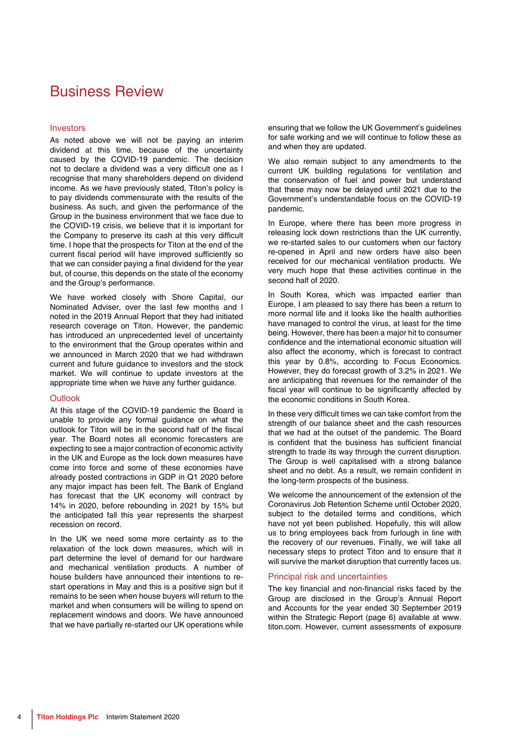# Business Review

## Investors

As noted above we will not be paying an interim dividend at this time, because of the uncertainty caused by the COVID-19 pandemic. The decision not to declare a dividend was a very difficult one as I recognise that many shareholders depend on dividend income. As we have previously stated, Titon's policy is to pay dividends commensurate with the results of the business. As such, and given the performance of the Group in the business environment that we face due to the COVID-19 crisis, we believe that it is important for the Company to preserve its cash at this very difficult time. I hope that the prospects for Titon at the end of the current fiscal period will have improved sufficiently so that we can consider paying a final dividend for the year but, of course, this depends on the state of the economy and the Group's performance.

We have worked closely with Shore Capital, our Nominated Adviser, over the last few months and I noted in the 2019 Annual Report that they had initiated research coverage on Titon. However, the pandemic has introduced an unprecedented level of uncertainty to the environment that the Group operates within and we announced in March 2020 that we had withdrawn current and future guidance to investors and the stock market. We will continue to update investors at the appropriate time when we have any further guidance.

## Outlook

At this stage of the COVID-19 pandemic the Board is unable to provide any formal guidance on what the outlook for Titon will be in the second half of the fiscal year. The Board notes all economic forecasters are expecting to see a major contraction of economic activity in the UK and Europe as the lock down measures have come into force and some of these economies have already posted contractions in GDP in Q1 2020 before any major impact has been felt. The Bank of England has forecast that the UK economy will contract by 14% in 2020, before rebounding in 2021 by 15% but the anticipated fall this year represents the sharpest recession on record.

In the UK we need some more certainty as to the relaxation of the lock down measures, which will in part determine the level of demand for our hardware and mechanical ventilation products. A number of house builders have announced their intentions to re-start operations in May and this is a positive sign but it remains to be seen when house buyers will return to the market and when consumers will be willing to spend on replacement windows and doors. We have announced that we have partially re-started our UK operations while ensuring that we follow the UK Government's guidelines for safe working and we will continue to follow these as and when they are updated.

We also remain subject to any amendments to the current UK building regulations for ventilation and the conservation of fuel and power but understand that these may now be delayed until 2021 due to the Government's understandable focus on the COVID-19 pandemic.

In Europe, where there has been more progress in releasing lock down restrictions than the UK currently, we re-started sales to our customers when our factory re-opened in April and new orders have also been received for our mechanical ventilation products. We very much hope that these activities continue in the second half of 2020.

In South Korea, which was impacted earlier than Europe, I am pleased to say there has been a return to more normal life and it looks like the health authorities have managed to control the virus, at least for the time being. However, there has been a major hit to consumer confidence and the international economic situation will also affect the economy, which is forecast to contract this year by 0.8%, according to Focus Economics. However, they do forecast growth of 3.2% in 2021. We are anticipating that revenues for the remainder of the fiscal year will continue to be significantly affected by the economic conditions in South Korea.

In these very difficult times we can take comfort from the strength of our balance sheet and the cash resources that we had at the outset of the pandemic. The Board is confident that the business has sufficient financial strength to trade its way through the current disruption. The Group is well capitalised with a strong balance sheet and no debt. As a result, we remain confident in the long-term prospects of the business.

We welcome the announcement of the extension of the Coronavirus Job Retention Scheme until October 2020, subject to the detailed terms and conditions, which have not yet been published. Hopefully, this will allow us to bring employees back from furlough in line with the recovery of our revenues. Finally, we will take all necessary steps to protect Titon and to ensure that it will survive the market disruption that currently faces us.

## Principal risk and uncertainties

The key financial and non-financial risks faced by the Group are disclosed in the Group's Annual Report and Accounts for the year ended 30 September 2019 within the Strategic Report (page 6) available at www.titon.com. However, current assessments of exposure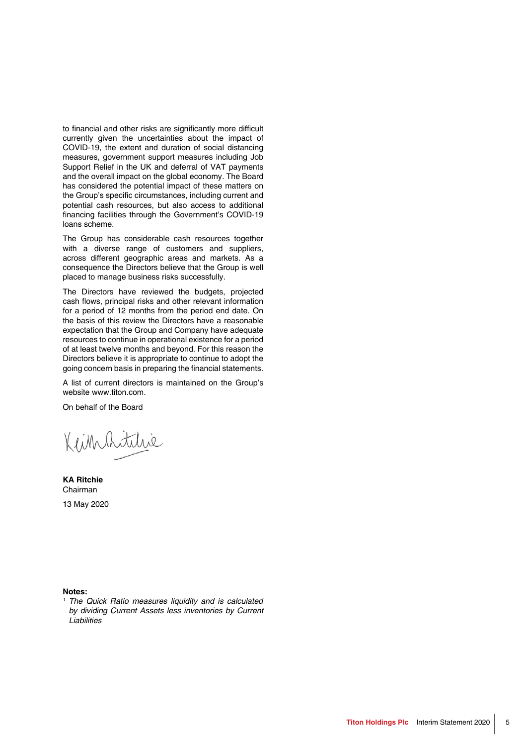to financial and other risks are significantly more difficult currently given the uncertainties about the impact of COVID-19, the extent and duration of social distancing measures, government support measures including Job Support Relief in the UK and deferral of VAT payments and the overall impact on the global economy. The Board has considered the potential impact of these matters on the Group's specific circumstances, including current and potential cash resources, but also access to additional financing facilities through the Government's COVID-19 loans scheme.

The Group has considerable cash resources together with a diverse range of customers and suppliers, across different geographic areas and markets. As a consequence the Directors believe that the Group is well placed to manage business risks successfully.

The Directors have reviewed the budgets, projected cash flows, principal risks and other relevant information for a period of 12 months from the period end date. On the basis of this review the Directors have a reasonable expectation that the Group and Company have adequate resources to continue in operational existence for a period of at least twelve months and beyond. For this reason the Directors believe it is appropriate to continue to adopt the going concern basis in preparing the financial statements.

A list of current directors is maintained on the Group's website www.titon.com.

On behalf of the Board

**KA Ritchie**
Chairman

13 May 2020

**Notes:**

[1] *The Quick Ratio measures liquidity and is calculated by dividing Current Assets less inventories by Current Liabilities*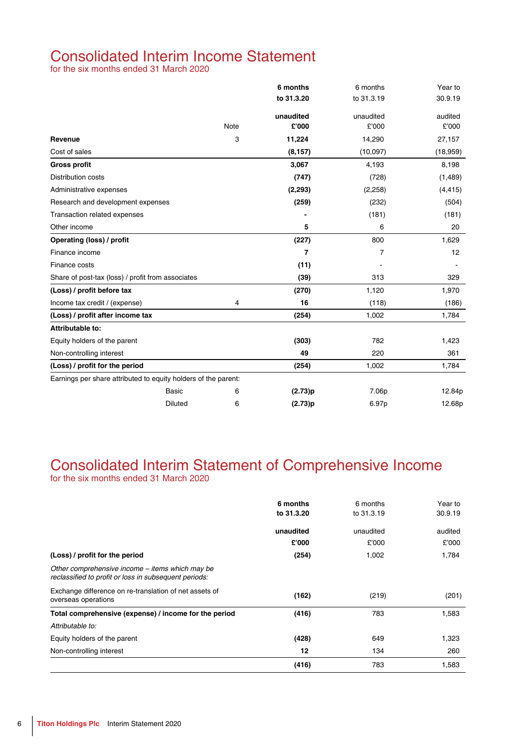# Consolidated Interim Income Statement

for the six months ended 31 March 2020

| | Note | **6 months to 31.3.20** | 6 months to 31.3.19 | Year to 30.9.19 |
|---|---|---|---|---|
| | | **unaudited** | unaudited | audited |
| | | **£'000** | £'000 | £'000 |
| **Revenue** | 3 | **11,224** | 14,290 | 27,157 |
| Cost of sales | | **(8,157)** | (10,097) | (18,959) |
| **Gross profit** | | **3,067** | 4,193 | 8,198 |
| Distribution costs | | **(747)** | (728) | (1,489) |
| Administrative expenses | | **(2,293)** | (2,258) | (4,415) |
| Research and development expenses | | **(259)** | (232) | (504) |
| Transaction related expenses | | **-** | (181) | (181) |
| Other income | | **5** | 6 | 20 |
| **Operating (loss) / profit** | | **(227)** | 800 | 1,629 |
| Finance income | | **7** | 7 | 12 |
| Finance costs | | **(11)** | - | - |
| Share of post-tax (loss) / profit from associates | | **(39)** | 313 | 329 |
| **(Loss) / profit before tax** | | **(270)** | 1,120 | 1,970 |
| Income tax credit / (expense) | 4 | **16** | (118) | (186) |
| **(Loss) / profit after income tax** | | **(254)** | 1,002 | 1,784 |
| **Attributable to:** | | | | |
| Equity holders of the parent | | **(303)** | 782 | 1,423 |
| Non-controlling interest | | **49** | 220 | 361 |
| **(Loss) / profit for the period** | | **(254)** | 1,002 | 1,784 |
| Earnings per share attributed to equity holders of the parent: | | | | |
| Basic | 6 | **(2.73)p** | 7.06p | 12.84p |
| Diluted | 6 | **(2.73)p** | 6.97p | 12.68p |

# Consolidated Interim Statement of Comprehensive Income

for the six months ended 31 March 2020

| | **6 months to 31.3.20** | 6 months to 31.3.19 | Year to 30.9.19 |
|---|---|---|---|
| | **unaudited** | unaudited | audited |
| | **£'000** | £'000 | £'000 |
| **(Loss) / profit for the period** | **(254)** | 1,002 | 1,784 |
| *Other comprehensive income – items which may be reclassified to profit or loss in subsequent periods:* | | | |
| Exchange difference on re-translation of net assets of overseas operations | **(162)** | (219) | (201) |
| **Total comprehensive (expense) / income for the period** | **(416)** | 783 | 1,583 |
| *Attributable to:* | | | |
| Equity holders of the parent | **(428)** | 649 | 1,323 |
| Non-controlling interest | **12** | 134 | 260 |
| | **(416)** | 783 | 1,583 |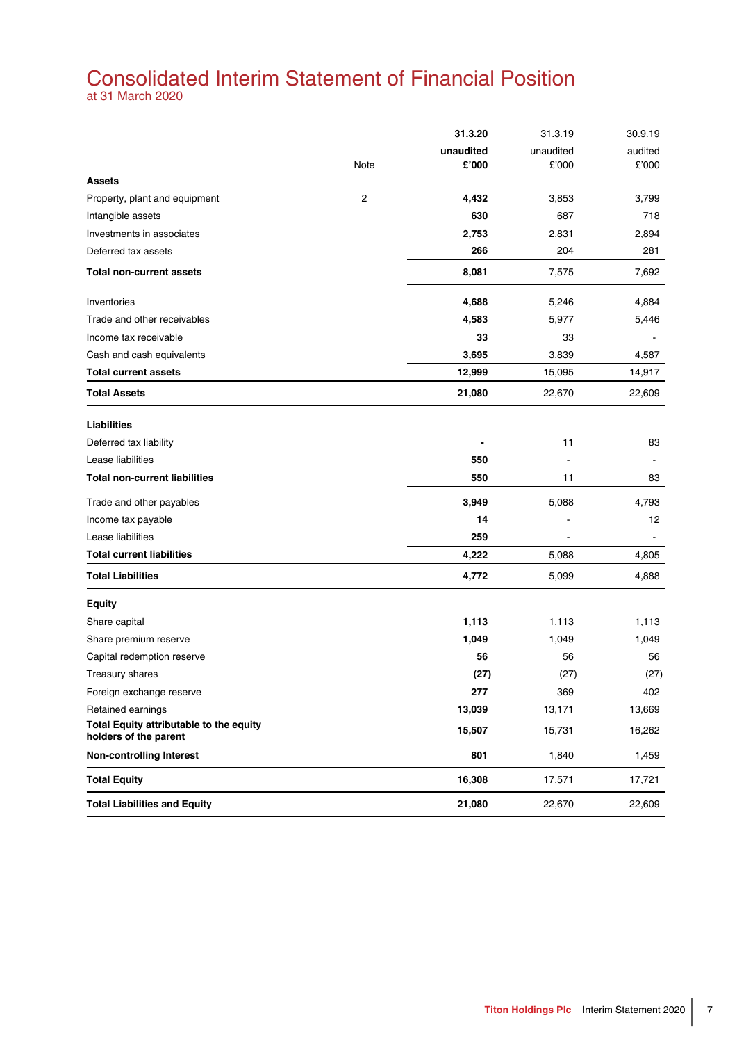# Consolidated Interim Statement of Financial Position

at 31 March 2020

| | Note | 31.3.20 unaudited £'000 | 31.3.19 unaudited £'000 | 30.9.19 audited £'000 |
|---|---|---|---|---|
| **Assets** | | | | |
| Property, plant and equipment | 2 | **4,432** | 3,853 | 3,799 |
| Intangible assets | | **630** | 687 | 718 |
| Investments in associates | | **2,753** | 2,831 | 2,894 |
| Deferred tax assets | | **266** | 204 | 281 |
| **Total non-current assets** | | **8,081** | 7,575 | 7,692 |
| Inventories | | **4,688** | 5,246 | 4,884 |
| Trade and other receivables | | **4,583** | 5,977 | 5,446 |
| Income tax receivable | | **33** | 33 | - |
| Cash and cash equivalents | | **3,695** | 3,839 | 4,587 |
| **Total current assets** | | **12,999** | 15,095 | 14,917 |
| **Total Assets** | | **21,080** | 22,670 | 22,609 |
| **Liabilities** | | | | |
| Deferred tax liability | | **-** | 11 | 83 |
| Lease liabilities | | **550** | - | - |
| **Total non-current liabilities** | | **550** | 11 | 83 |
| Trade and other payables | | **3,949** | 5,088 | 4,793 |
| Income tax payable | | **14** | - | 12 |
| Lease liabilities | | **259** | - | - |
| **Total current liabilities** | | **4,222** | 5,088 | 4,805 |
| **Total Liabilities** | | **4,772** | 5,099 | 4,888 |
| **Equity** | | | | |
| Share capital | | **1,113** | 1,113 | 1,113 |
| Share premium reserve | | **1,049** | 1,049 | 1,049 |
| Capital redemption reserve | | **56** | 56 | 56 |
| Treasury shares | | **(27)** | (27) | (27) |
| Foreign exchange reserve | | **277** | 369 | 402 |
| Retained earnings | | **13,039** | 13,171 | 13,669 |
| **Total Equity attributable to the equity holders of the parent** | | **15,507** | 15,731 | 16,262 |
| **Non-controlling Interest** | | **801** | 1,840 | 1,459 |
| **Total Equity** | | **16,308** | 17,571 | 17,721 |
| **Total Liabilities and Equity** | | **21,080** | 22,670 | 22,609 |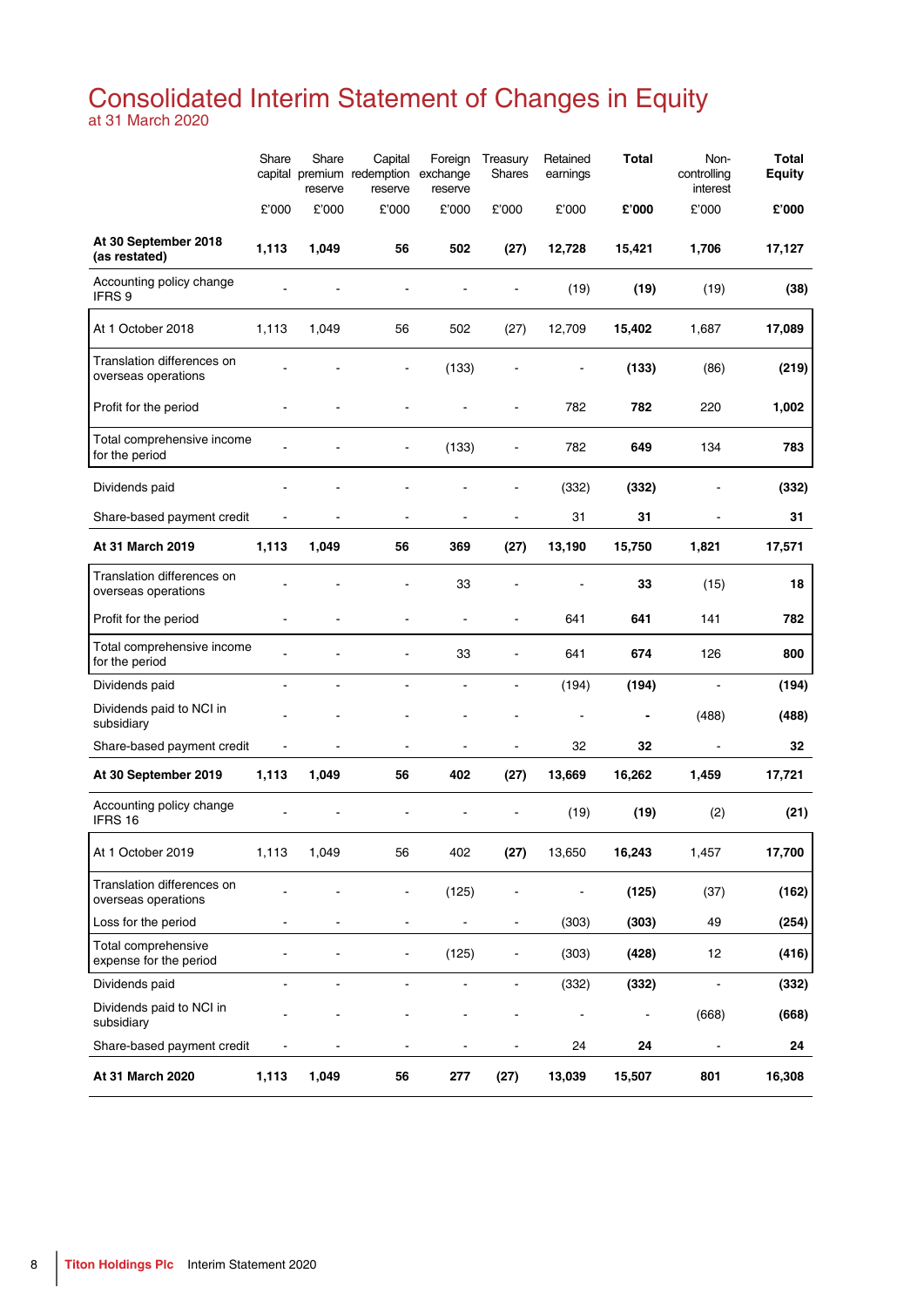# Consolidated Interim Statement of Changes in Equity

at 31 March 2020

| | Share capital | Share premium reserve | Capital redemption reserve | Foreign exchange reserve | Treasury Shares | Retained earnings | **Total** | Non-controlling interest | **Total Equity** |
|---|---|---|---|---|---|---|---|---|---|
| | £'000 | £'000 | £'000 | £'000 | £'000 | £'000 | **£'000** | £'000 | **£'000** |
| **At 30 September 2018 (as restated)** | **1,113** | **1,049** | **56** | **502** | **(27)** | **12,728** | **15,421** | **1,706** | **17,127** |
| Accounting policy change IFRS 9 | - | - | - | - | - | (19) | **(19)** | (19) | **(38)** |
| At 1 October 2018 | 1,113 | 1,049 | 56 | 502 | (27) | 12,709 | **15,402** | 1,687 | **17,089** |
| Translation differences on overseas operations | - | - | - | (133) | - | - | **(133)** | (86) | **(219)** |
| Profit for the period | - | - | - | - | - | 782 | **782** | 220 | **1,002** |
| Total comprehensive income for the period | - | - | - | (133) | - | 782 | **649** | 134 | **783** |
| Dividends paid | - | - | - | - | - | (332) | **(332)** | - | **(332)** |
| Share-based payment credit | - | - | - | - | - | 31 | **31** | - | **31** |
| **At 31 March 2019** | **1,113** | **1,049** | **56** | **369** | **(27)** | **13,190** | **15,750** | **1,821** | **17,571** |
| Translation differences on overseas operations | - | - | - | 33 | - | - | **33** | (15) | **18** |
| Profit for the period | - | - | - | - | - | 641 | **641** | 141 | **782** |
| Total comprehensive income for the period | - | - | - | 33 | - | 641 | **674** | 126 | **800** |
| Dividends paid | - | - | - | - | - | (194) | **(194)** | - | **(194)** |
| Dividends paid to NCI in subsidiary | - | - | - | - | - | - | **-** | (488) | **(488)** |
| Share-based payment credit | - | - | - | - | - | 32 | **32** | - | **32** |
| **At 30 September 2019** | **1,113** | **1,049** | **56** | **402** | **(27)** | **13,669** | **16,262** | **1,459** | **17,721** |
| Accounting policy change IFRS 16 | - | - | - | - | - | (19) | **(19)** | (2) | **(21)** |
| At 1 October 2019 | 1,113 | 1,049 | 56 | 402 | **(27)** | 13,650 | **16,243** | 1,457 | **17,700** |
| Translation differences on overseas operations | - | - | - | (125) | - | - | **(125)** | (37) | **(162)** |
| Loss for the period | - | - | - | - | - | (303) | **(303)** | 49 | **(254)** |
| Total comprehensive expense for the period | - | - | - | (125) | - | (303) | **(428)** | 12 | **(416)** |
| Dividends paid | - | - | - | - | - | (332) | **(332)** | - | **(332)** |
| Dividends paid to NCI in subsidiary | - | - | - | - | - | - | - | (668) | **(668)** |
| Share-based payment credit | - | - | - | - | - | 24 | **24** | - | **24** |
| **At 31 March 2020** | **1,113** | **1,049** | **56** | **277** | **(27)** | **13,039** | **15,507** | **801** | **16,308** |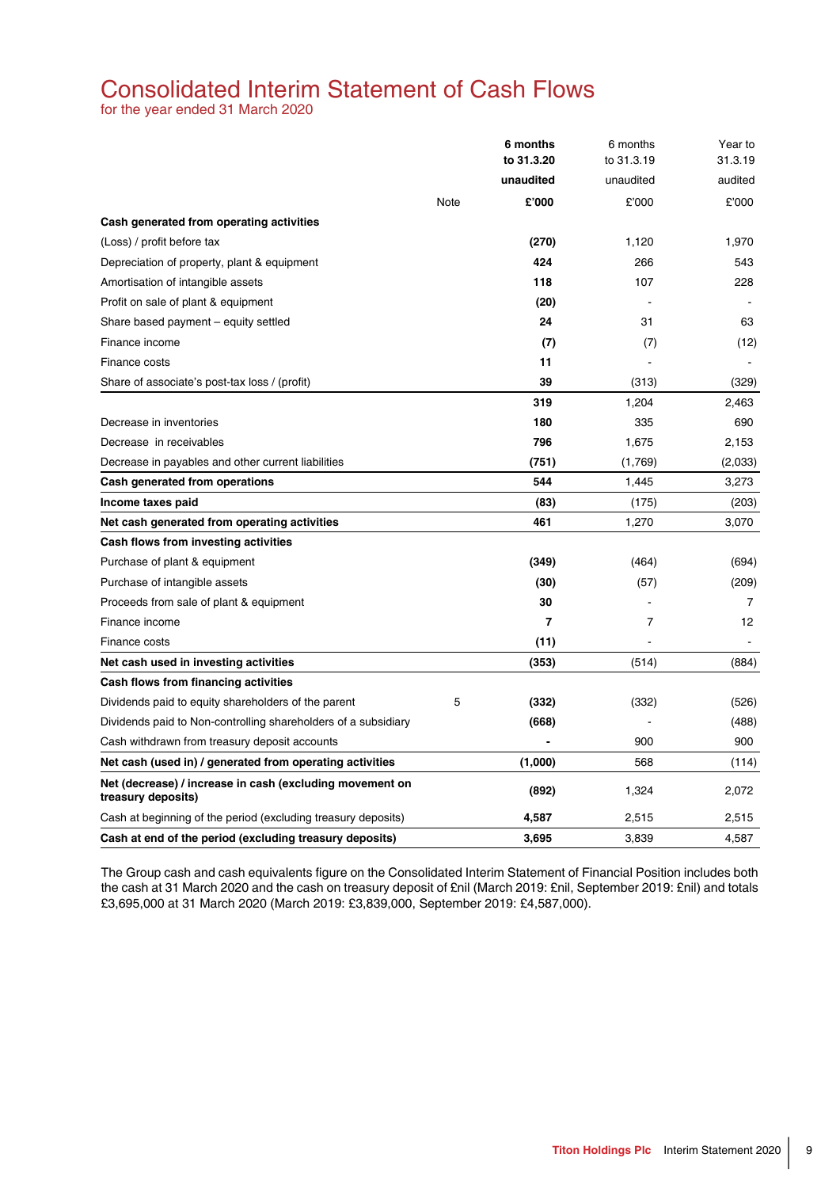# Consolidated Interim Statement of Cash Flows

for the year ended 31 March 2020

| | Note | **6 months to 31.3.20 unaudited £'000** | 6 months to 31.3.19 unaudited £'000 | Year to 31.3.19 audited £'000 |
|---|---|---|---|---|
| **Cash generated from operating activities** | | | | |
| (Loss) / profit before tax | | **(270)** | 1,120 | 1,970 |
| Depreciation of property, plant & equipment | | **424** | 266 | 543 |
| Amortisation of intangible assets | | **118** | 107 | 228 |
| Profit on sale of plant & equipment | | **(20)** | - | - |
| Share based payment – equity settled | | **24** | 31 | 63 |
| Finance income | | **(7)** | (7) | (12) |
| Finance costs | | **11** | - | - |
| Share of associate's post-tax loss / (profit) | | **39** | (313) | (329) |
| | | **319** | 1,204 | 2,463 |
| Decrease in inventories | | **180** | 335 | 690 |
| Decrease in receivables | | **796** | 1,675 | 2,153 |
| Decrease in payables and other current liabilities | | **(751)** | (1,769) | (2,033) |
| **Cash generated from operations** | | **544** | 1,445 | 3,273 |
| **Income taxes paid** | | **(83)** | (175) | (203) |
| **Net cash generated from operating activities** | | **461** | 1,270 | 3,070 |
| **Cash flows from investing activities** | | | | |
| Purchase of plant & equipment | | **(349)** | (464) | (694) |
| Purchase of intangible assets | | **(30)** | (57) | (209) |
| Proceeds from sale of plant & equipment | | **30** | - | 7 |
| Finance income | | **7** | 7 | 12 |
| Finance costs | | **(11)** | - | - |
| **Net cash used in investing activities** | | **(353)** | (514) | (884) |
| **Cash flows from financing activities** | | | | |
| Dividends paid to equity shareholders of the parent | 5 | **(332)** | (332) | (526) |
| Dividends paid to Non-controlling shareholders of a subsidiary | | **(668)** | - | (488) |
| Cash withdrawn from treasury deposit accounts | | **-** | 900 | 900 |
| **Net cash (used in) / generated from operating activities** | | **(1,000)** | 568 | (114) |
| **Net (decrease) / increase in cash (excluding movement on treasury deposits)** | | **(892)** | 1,324 | 2,072 |
| Cash at beginning of the period (excluding treasury deposits) | | **4,587** | 2,515 | 2,515 |
| **Cash at end of the period (excluding treasury deposits)** | | **3,695** | 3,839 | 4,587 |

The Group cash and cash equivalents figure on the Consolidated Interim Statement of Financial Position includes both the cash at 31 March 2020 and the cash on treasury deposit of £nil (March 2019: £nil, September 2019: £nil) and totals £3,695,000 at 31 March 2020 (March 2019: £3,839,000, September 2019: £4,587,000).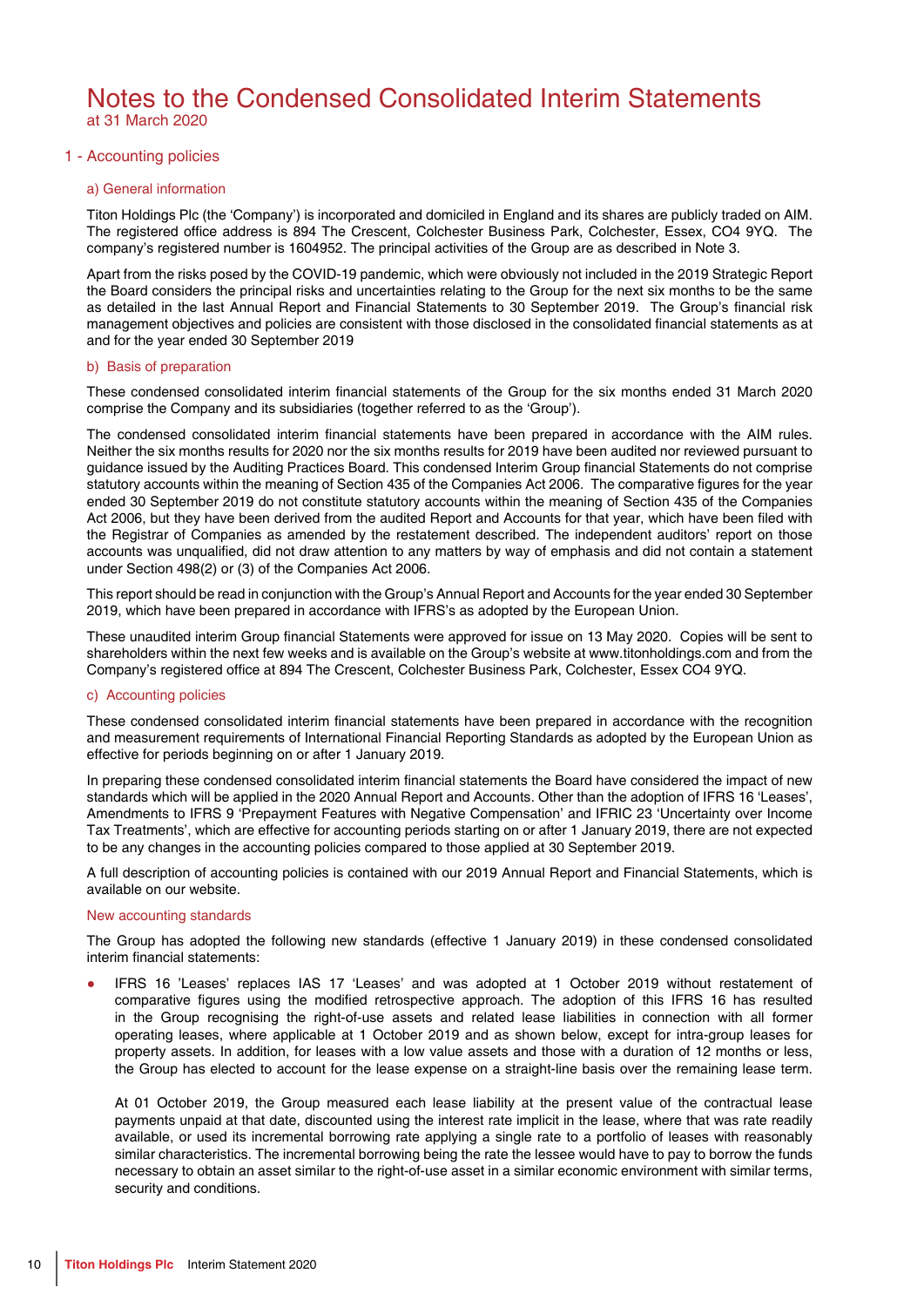# Notes to the Condensed Consolidated Interim Statements

at 31 March 2020

## 1 - Accounting policies

### a) General information

Titon Holdings Plc (the 'Company') is incorporated and domiciled in England and its shares are publicly traded on AIM. The registered office address is 894 The Crescent, Colchester Business Park, Colchester, Essex, CO4 9YQ. The company's registered number is 1604952. The principal activities of the Group are as described in Note 3.

Apart from the risks posed by the COVID-19 pandemic, which were obviously not included in the 2019 Strategic Report the Board considers the principal risks and uncertainties relating to the Group for the next six months to be the same as detailed in the last Annual Report and Financial Statements to 30 September 2019. The Group's financial risk management objectives and policies are consistent with those disclosed in the consolidated financial statements as at and for the year ended 30 September 2019

### b) Basis of preparation

These condensed consolidated interim financial statements of the Group for the six months ended 31 March 2020 comprise the Company and its subsidiaries (together referred to as the 'Group').

The condensed consolidated interim financial statements have been prepared in accordance with the AIM rules. Neither the six months results for 2020 nor the six months results for 2019 have been audited nor reviewed pursuant to guidance issued by the Auditing Practices Board. This condensed Interim Group financial Statements do not comprise statutory accounts within the meaning of Section 435 of the Companies Act 2006. The comparative figures for the year ended 30 September 2019 do not constitute statutory accounts within the meaning of Section 435 of the Companies Act 2006, but they have been derived from the audited Report and Accounts for that year, which have been filed with the Registrar of Companies as amended by the restatement described. The independent auditors' report on those accounts was unqualified, did not draw attention to any matters by way of emphasis and did not contain a statement under Section 498(2) or (3) of the Companies Act 2006.

This report should be read in conjunction with the Group's Annual Report and Accounts for the year ended 30 September 2019, which have been prepared in accordance with IFRS's as adopted by the European Union.

These unaudited interim Group financial Statements were approved for issue on 13 May 2020. Copies will be sent to shareholders within the next few weeks and is available on the Group's website at www.titonholdings.com and from the Company's registered office at 894 The Crescent, Colchester Business Park, Colchester, Essex CO4 9YQ.

### c) Accounting policies

These condensed consolidated interim financial statements have been prepared in accordance with the recognition and measurement requirements of International Financial Reporting Standards as adopted by the European Union as effective for periods beginning on or after 1 January 2019.

In preparing these condensed consolidated interim financial statements the Board have considered the impact of new standards which will be applied in the 2020 Annual Report and Accounts. Other than the adoption of IFRS 16 'Leases', Amendments to IFRS 9 'Prepayment Features with Negative Compensation' and IFRIC 23 'Uncertainty over Income Tax Treatments', which are effective for accounting periods starting on or after 1 January 2019, there are not expected to be any changes in the accounting policies compared to those applied at 30 September 2019.

A full description of accounting policies is contained with our 2019 Annual Report and Financial Statements, which is available on our website.

#### New accounting standards

The Group has adopted the following new standards (effective 1 January 2019) in these condensed consolidated interim financial statements:

- IFRS 16 'Leases' replaces IAS 17 'Leases' and was adopted at 1 October 2019 without restatement of comparative figures using the modified retrospective approach. The adoption of this IFRS 16 has resulted in the Group recognising the right-of-use assets and related lease liabilities in connection with all former operating leases, where applicable at 1 October 2019 and as shown below, except for intra-group leases for property assets. In addition, for leases with a low value assets and those with a duration of 12 months or less, the Group has elected to account for the lease expense on a straight-line basis over the remaining lease term.

  At 01 October 2019, the Group measured each lease liability at the present value of the contractual lease payments unpaid at that date, discounted using the interest rate implicit in the lease, where that was rate readily available, or used its incremental borrowing rate applying a single rate to a portfolio of leases with reasonably similar characteristics. The incremental borrowing being the rate the lessee would have to pay to borrow the funds necessary to obtain an asset similar to the right-of-use asset in a similar economic environment with similar terms, security and conditions.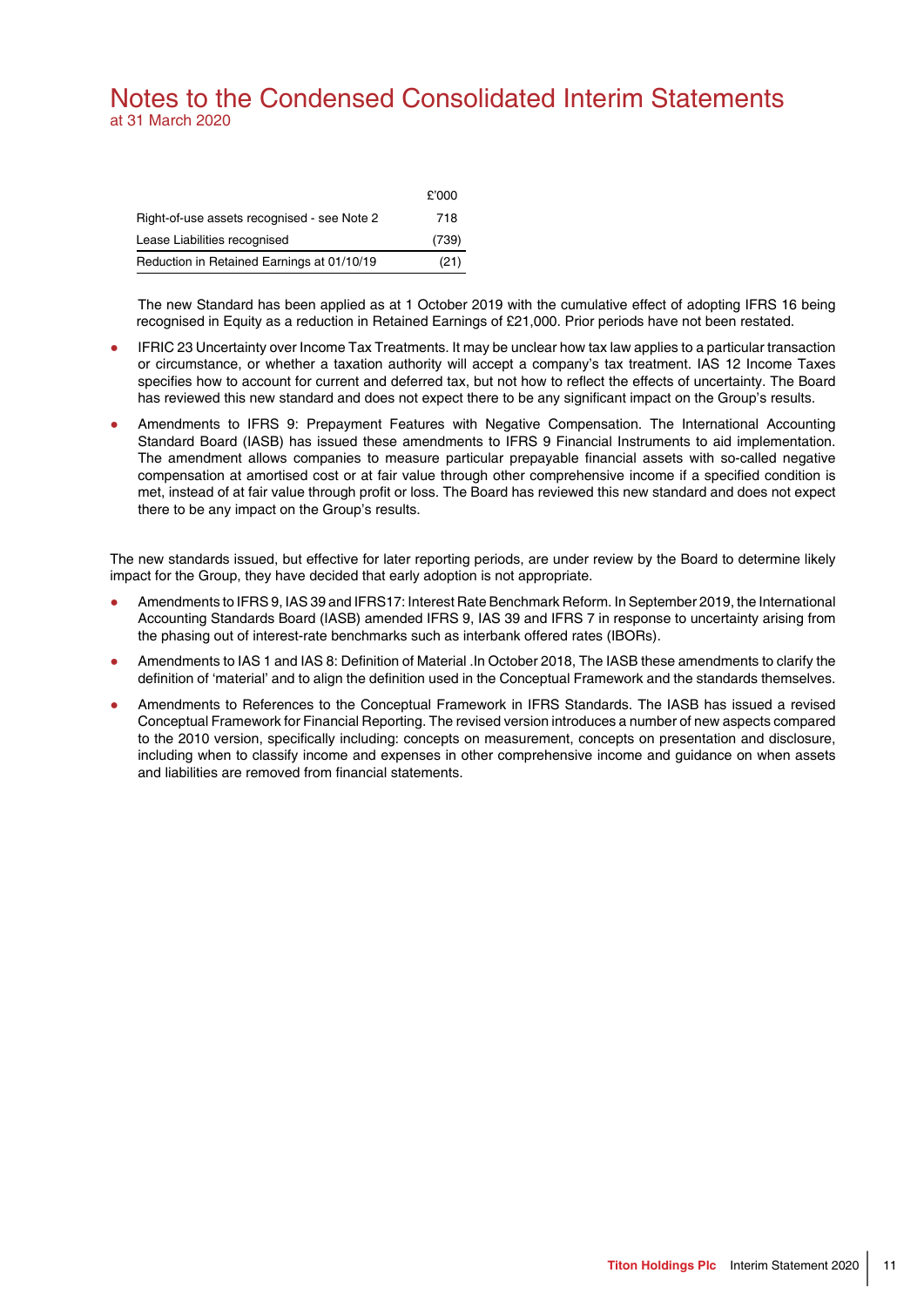# Notes to the Condensed Consolidated Interim Statements

at 31 March 2020

| | £'000 |
|---|---|
| Right-of-use assets recognised - see Note 2 | 718 |
| Lease Liabilities recognised | (739) |
| Reduction in Retained Earnings at 01/10/19 | (21) |

The new Standard has been applied as at 1 October 2019 with the cumulative effect of adopting IFRS 16 being recognised in Equity as a reduction in Retained Earnings of £21,000. Prior periods have not been restated.

- IFRIC 23 Uncertainty over Income Tax Treatments. It may be unclear how tax law applies to a particular transaction or circumstance, or whether a taxation authority will accept a company's tax treatment. IAS 12 Income Taxes specifies how to account for current and deferred tax, but not how to reflect the effects of uncertainty. The Board has reviewed this new standard and does not expect there to be any significant impact on the Group's results.
- Amendments to IFRS 9: Prepayment Features with Negative Compensation. The International Accounting Standard Board (IASB) has issued these amendments to IFRS 9 Financial Instruments to aid implementation. The amendment allows companies to measure particular prepayable financial assets with so-called negative compensation at amortised cost or at fair value through other comprehensive income if a specified condition is met, instead of at fair value through profit or loss. The Board has reviewed this new standard and does not expect there to be any impact on the Group's results.

The new standards issued, but effective for later reporting periods, are under review by the Board to determine likely impact for the Group, they have decided that early adoption is not appropriate.

- Amendments to IFRS 9, IAS 39 and IFRS17: Interest Rate Benchmark Reform. In September 2019, the International Accounting Standards Board (IASB) amended IFRS 9, IAS 39 and IFRS 7 in response to uncertainty arising from the phasing out of interest-rate benchmarks such as interbank offered rates (IBORs).
- Amendments to IAS 1 and IAS 8: Definition of Material .In October 2018, The IASB these amendments to clarify the definition of 'material' and to align the definition used in the Conceptual Framework and the standards themselves.
- Amendments to References to the Conceptual Framework in IFRS Standards. The IASB has issued a revised Conceptual Framework for Financial Reporting. The revised version introduces a number of new aspects compared to the 2010 version, specifically including: concepts on measurement, concepts on presentation and disclosure, including when to classify income and expenses in other comprehensive income and guidance on when assets and liabilities are removed from financial statements.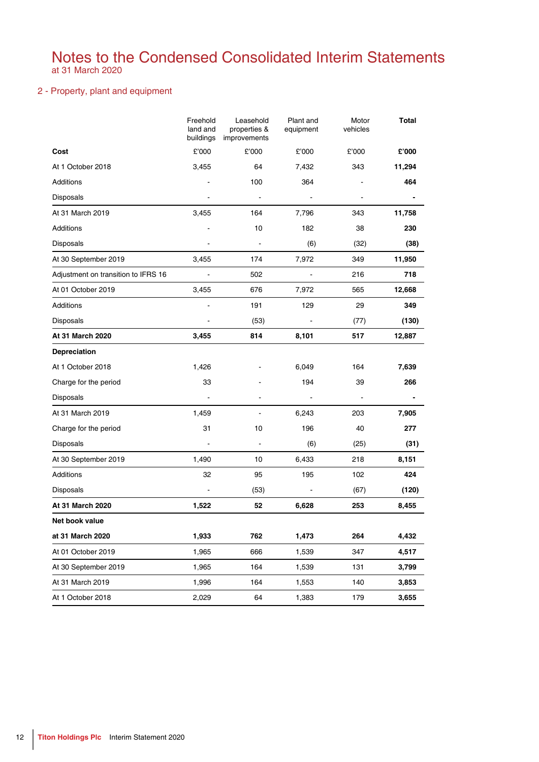# Notes to the Condensed Consolidated Interim Statements

at 31 March 2020

## 2 - Property, plant and equipment

| | Freehold land and buildings | Leasehold properties & improvements | Plant and equipment | Motor vehicles | **Total** |
|---|---|---|---|---|---|
| **Cost** | £'000 | £'000 | £'000 | £'000 | **£'000** |
| At 1 October 2018 | 3,455 | 64 | 7,432 | 343 | **11,294** |
| Additions | - | 100 | 364 | - | **464** |
| Disposals | - | - | - | - | **-** |
| At 31 March 2019 | 3,455 | 164 | 7,796 | 343 | **11,758** |
| Additions | - | 10 | 182 | 38 | **230** |
| Disposals | - | - | (6) | (32) | **(38)** |
| At 30 September 2019 | 3,455 | 174 | 7,972 | 349 | **11,950** |
| Adjustment on transition to IFRS 16 | - | 502 | - | 216 | **718** |
| At 01 October 2019 | 3,455 | 676 | 7,972 | 565 | **12,668** |
| Additions | - | 191 | 129 | 29 | **349** |
| Disposals | - | (53) | - | (77) | **(130)** |
| **At 31 March 2020** | **3,455** | **814** | **8,101** | **517** | **12,887** |
| **Depreciation** | | | | | |
| At 1 October 2018 | 1,426 | - | 6,049 | 164 | **7,639** |
| Charge for the period | 33 | - | 194 | 39 | **266** |
| Disposals | - | - | - | - | **-** |
| At 31 March 2019 | 1,459 | - | 6,243 | 203 | **7,905** |
| Charge for the period | 31 | 10 | 196 | 40 | **277** |
| Disposals | - | - | (6) | (25) | **(31)** |
| At 30 September 2019 | 1,490 | 10 | 6,433 | 218 | **8,151** |
| Additions | 32 | 95 | 195 | 102 | **424** |
| Disposals | - | (53) | - | (67) | **(120)** |
| **At 31 March 2020** | **1,522** | **52** | **6,628** | **253** | **8,455** |
| **Net book value** | | | | | |
| **at 31 March 2020** | **1,933** | **762** | **1,473** | **264** | **4,432** |
| At 01 October 2019 | 1,965 | 666 | 1,539 | 347 | **4,517** |
| At 30 September 2019 | 1,965 | 164 | 1,539 | 131 | **3,799** |
| At 31 March 2019 | 1,996 | 164 | 1,553 | 140 | **3,853** |
| At 1 October 2018 | 2,029 | 64 | 1,383 | 179 | **3,655** |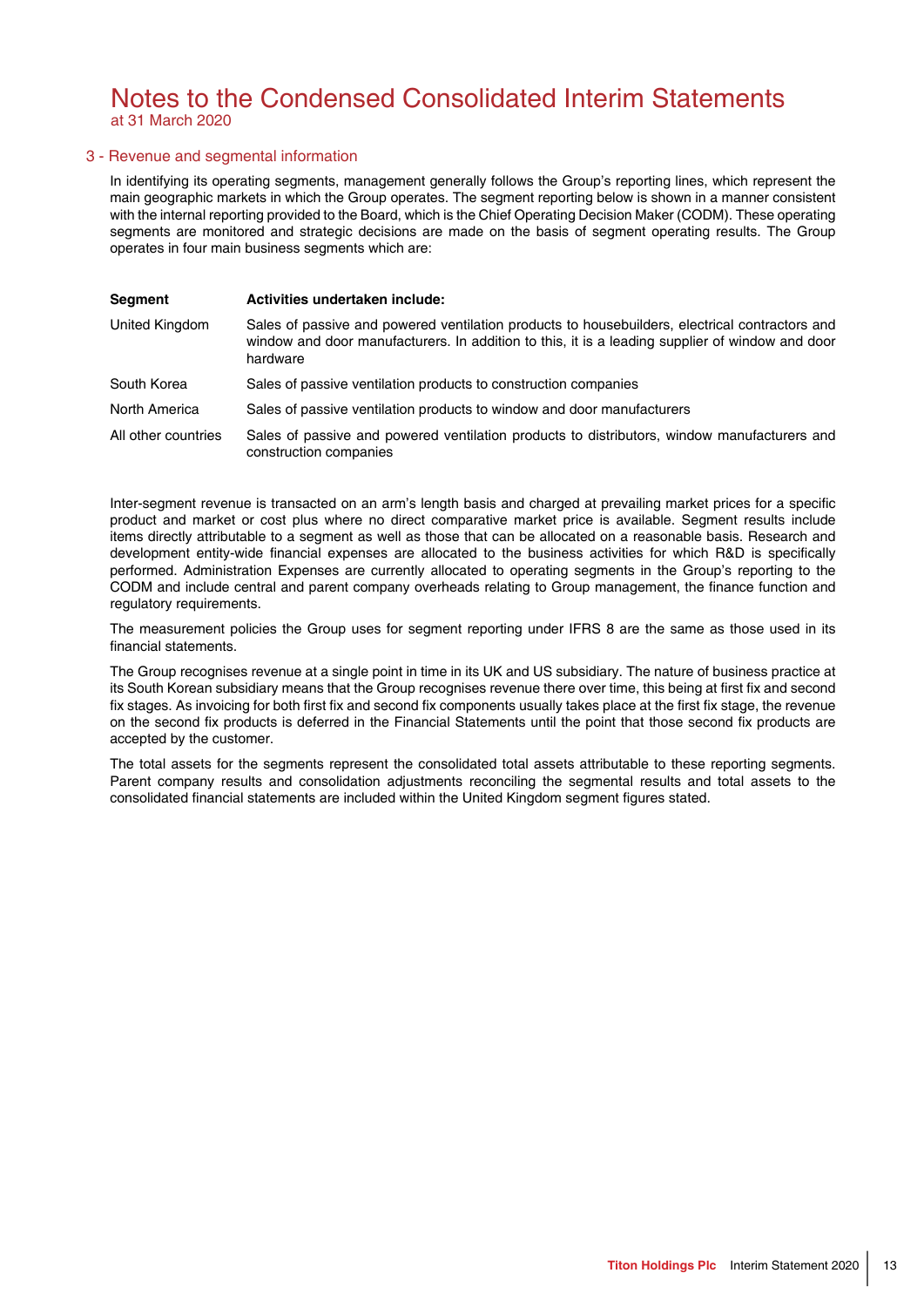# Notes to the Condensed Consolidated Interim Statements

at 31 March 2020

## 3 - Revenue and segmental information

In identifying its operating segments, management generally follows the Group's reporting lines, which represent the main geographic markets in which the Group operates. The segment reporting below is shown in a manner consistent with the internal reporting provided to the Board, which is the Chief Operating Decision Maker (CODM). These operating segments are monitored and strategic decisions are made on the basis of segment operating results. The Group operates in four main business segments which are:

| Segment | Activities undertaken include: |
|---|---|
| United Kingdom | Sales of passive and powered ventilation products to housebuilders, electrical contractors and window and door manufacturers. In addition to this, it is a leading supplier of window and door hardware |
| South Korea | Sales of passive ventilation products to construction companies |
| North America | Sales of passive ventilation products to window and door manufacturers |
| All other countries | Sales of passive and powered ventilation products to distributors, window manufacturers and construction companies |

Inter-segment revenue is transacted on an arm's length basis and charged at prevailing market prices for a specific product and market or cost plus where no direct comparative market price is available. Segment results include items directly attributable to a segment as well as those that can be allocated on a reasonable basis. Research and development entity-wide financial expenses are allocated to the business activities for which R&D is specifically performed. Administration Expenses are currently allocated to operating segments in the Group's reporting to the CODM and include central and parent company overheads relating to Group management, the finance function and regulatory requirements.

The measurement policies the Group uses for segment reporting under IFRS 8 are the same as those used in its financial statements.

The Group recognises revenue at a single point in time in its UK and US subsidiary. The nature of business practice at its South Korean subsidiary means that the Group recognises revenue there over time, this being at first fix and second fix stages. As invoicing for both first fix and second fix components usually takes place at the first fix stage, the revenue on the second fix products is deferred in the Financial Statements until the point that those second fix products are accepted by the customer.

The total assets for the segments represent the consolidated total assets attributable to these reporting segments. Parent company results and consolidation adjustments reconciling the segmental results and total assets to the consolidated financial statements are included within the United Kingdom segment figures stated.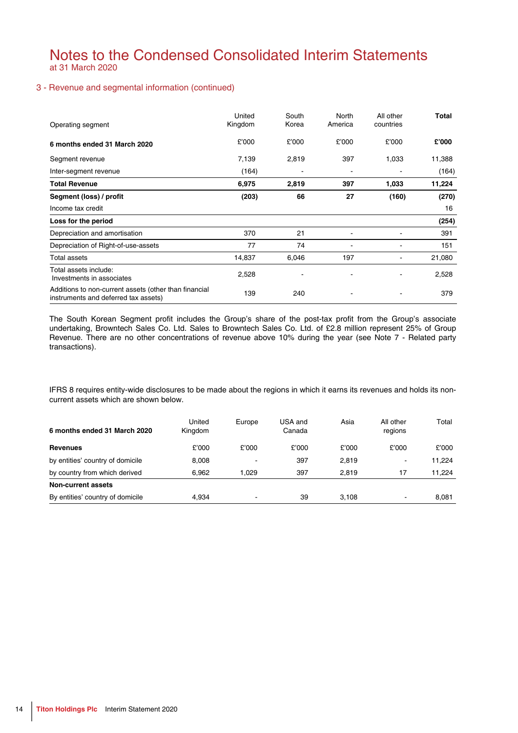# Notes to the Condensed Consolidated Interim Statements

at 31 March 2020

## 3 - Revenue and segmental information (continued)

| Operating segment | United Kingdom | South Korea | North America | All other countries | **Total** |
|---|---|---|---|---|---|
| **6 months ended 31 March 2020** | £'000 | £'000 | £'000 | £'000 | **£'000** |
| Segment revenue | 7,139 | 2,819 | 397 | 1,033 | 11,388 |
| Inter-segment revenue | (164) | - | - | - | (164) |
| **Total Revenue** | **6,975** | **2,819** | **397** | **1,033** | **11,224** |
| **Segment (loss) / profit** | **(203)** | **66** | **27** | **(160)** | **(270)** |
| Income tax credit | | | | | 16 |
| **Loss for the period** | | | | | **(254)** |
| Depreciation and amortisation | 370 | 21 | - | - | 391 |
| Depreciation of Right-of-use-assets | 77 | 74 | - | - | 151 |
| Total assets | 14,837 | 6,046 | 197 | - | 21,080 |
| Total assets include: Investments in associates | 2,528 | - | - | - | 2,528 |
| Additions to non-current assets (other than financial instruments and deferred tax assets) | 139 | 240 | - | - | 379 |

The South Korean Segment profit includes the Group's share of the post-tax profit from the Group's associate undertaking, Browntech Sales Co. Ltd. Sales to Browntech Sales Co. Ltd. of £2.8 million represent 25% of Group Revenue. There are no other concentrations of revenue above 10% during the year (see Note 7 - Related party transactions).

IFRS 8 requires entity-wide disclosures to be made about the regions in which it earns its revenues and holds its non-current assets which are shown below.

| 6 months ended 31 March 2020 | United Kingdom | Europe | USA and Canada | Asia | All other regions | Total |
|---|---|---|---|---|---|---|
| **Revenues** | £'000 | £'000 | £'000 | £'000 | £'000 | £'000 |
| by entities' country of domicile | 8,008 | - | 397 | 2,819 | - | 11,224 |
| by country from which derived | 6,962 | 1,029 | 397 | 2,819 | 17 | 11,224 |
| **Non-current assets** | | | | | | |
| By entities' country of domicile | 4,934 | - | 39 | 3,108 | - | 8,081 |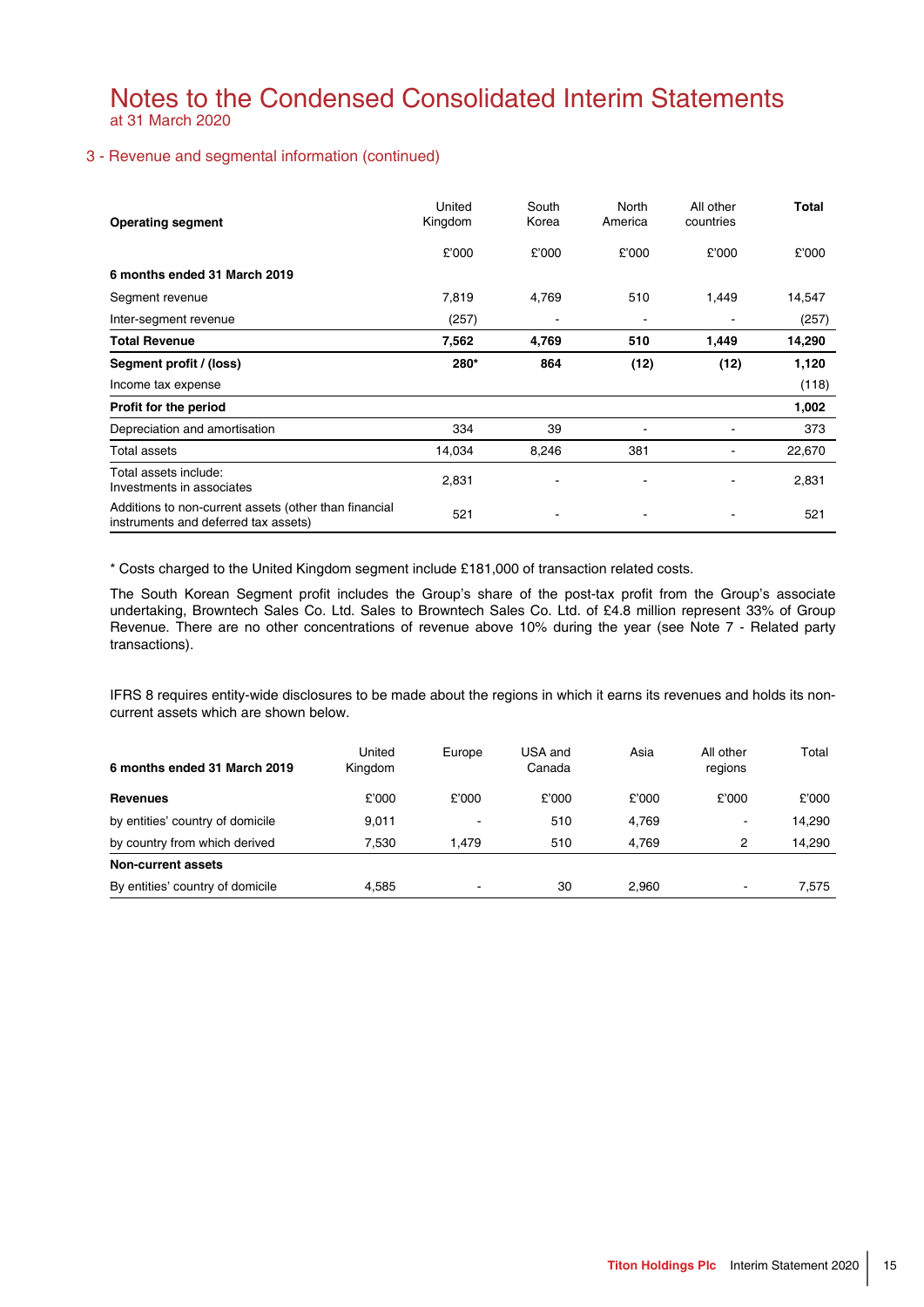# Notes to the Condensed Consolidated Interim Statements

at 31 March 2020

## 3 - Revenue and segmental information (continued)

| Operating segment | United Kingdom | South Korea | North America | All other countries | Total |
|---|---|---|---|---|---|
| | £'000 | £'000 | £'000 | £'000 | £'000 |
| **6 months ended 31 March 2019** | | | | | |
| Segment revenue | 7,819 | 4,769 | 510 | 1,449 | 14,547 |
| Inter-segment revenue | (257) | - | - | - | (257) |
| **Total Revenue** | **7,562** | **4,769** | **510** | **1,449** | **14,290** |
| **Segment profit / (loss)** | **280*** | **864** | **(12)** | **(12)** | **1,120** |
| Income tax expense | | | | | (118) |
| **Profit for the period** | | | | | **1,002** |
| Depreciation and amortisation | 334 | 39 | - | - | 373 |
| Total assets | 14,034 | 8,246 | 381 | - | 22,670 |
| Total assets include: Investments in associates | 2,831 | - | - | - | 2,831 |
| Additions to non-current assets (other than financial instruments and deferred tax assets) | 521 | - | - | - | 521 |

* Costs charged to the United Kingdom segment include £181,000 of transaction related costs.

The South Korean Segment profit includes the Group's share of the post-tax profit from the Group's associate undertaking, Browntech Sales Co. Ltd. Sales to Browntech Sales Co. Ltd. of £4.8 million represent 33% of Group Revenue. There are no other concentrations of revenue above 10% during the year (see Note 7 - Related party transactions).

IFRS 8 requires entity-wide disclosures to be made about the regions in which it earns its revenues and holds its non-current assets which are shown below.

| 6 months ended 31 March 2019 | United Kingdom | Europe | USA and Canada | Asia | All other regions | Total |
|---|---|---|---|---|---|---|
| **Revenues** | £'000 | £'000 | £'000 | £'000 | £'000 | £'000 |
| by entities' country of domicile | 9,011 | - | 510 | 4,769 | - | 14,290 |
| by country from which derived | 7,530 | 1,479 | 510 | 4,769 | 2 | 14,290 |
| **Non-current assets** | | | | | | |
| By entities' country of domicile | 4,585 | - | 30 | 2,960 | - | 7,575 |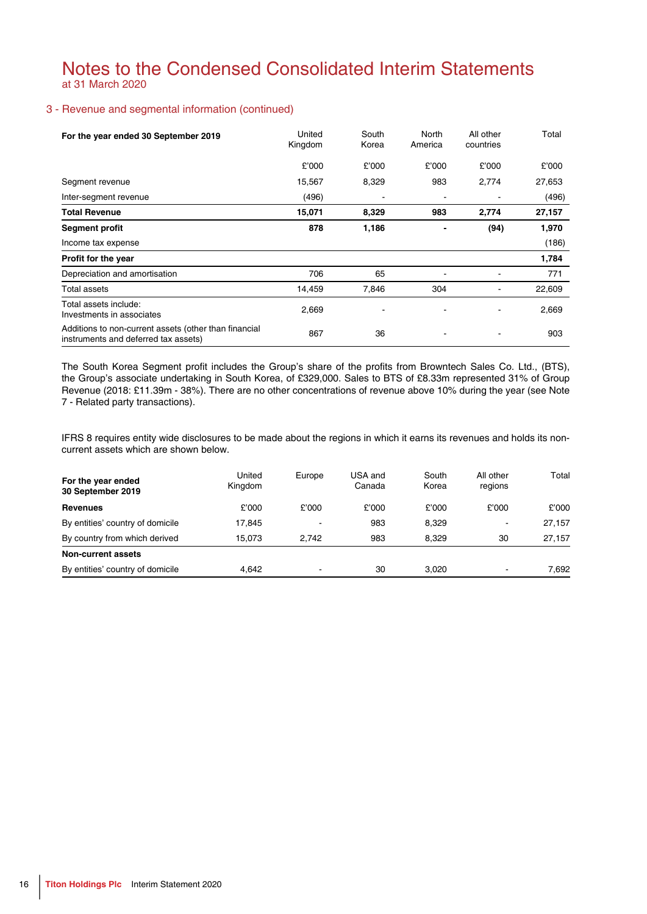# Notes to the Condensed Consolidated Interim Statements
at 31 March 2020

## 3 - Revenue and segmental information (continued)

| For the year ended 30 September 2019 | United Kingdom | South Korea | North America | All other countries | Total |
|---|---|---|---|---|---|
| | £'000 | £'000 | £'000 | £'000 | £'000 |
| Segment revenue | 15,567 | 8,329 | 983 | 2,774 | 27,653 |
| Inter-segment revenue | (496) | - | - | - | (496) |
| **Total Revenue** | **15,071** | **8,329** | **983** | **2,774** | **27,157** |
| **Segment profit** | **878** | **1,186** | **-** | **(94)** | **1,970** |
| Income tax expense | | | | | (186) |
| **Profit for the year** | | | | | **1,784** |
| Depreciation and amortisation | 706 | 65 | - | - | 771 |
| Total assets | 14,459 | 7,846 | 304 | - | 22,609 |
| Total assets include: Investments in associates | 2,669 | - | - | - | 2,669 |
| Additions to non-current assets (other than financial instruments and deferred tax assets) | 867 | 36 | - | - | 903 |

The South Korea Segment profit includes the Group's share of the profits from Browntech Sales Co. Ltd., (BTS), the Group's associate undertaking in South Korea, of £329,000. Sales to BTS of £8.33m represented 31% of Group Revenue (2018: £11.39m - 38%). There are no other concentrations of revenue above 10% during the year (see Note 7 - Related party transactions).

IFRS 8 requires entity wide disclosures to be made about the regions in which it earns its revenues and holds its non-current assets which are shown below.

| For the year ended 30 September 2019 | United Kingdom | Europe | USA and Canada | South Korea | All other regions | Total |
|---|---|---|---|---|---|---|
| **Revenues** | £'000 | £'000 | £'000 | £'000 | £'000 | £'000 |
| By entities' country of domicile | 17,845 | - | 983 | 8,329 | - | 27,157 |
| By country from which derived | 15,073 | 2,742 | 983 | 8,329 | 30 | 27,157 |
| **Non-current assets** | | | | | | |
| By entities' country of domicile | 4,642 | - | 30 | 3,020 | - | 7,692 |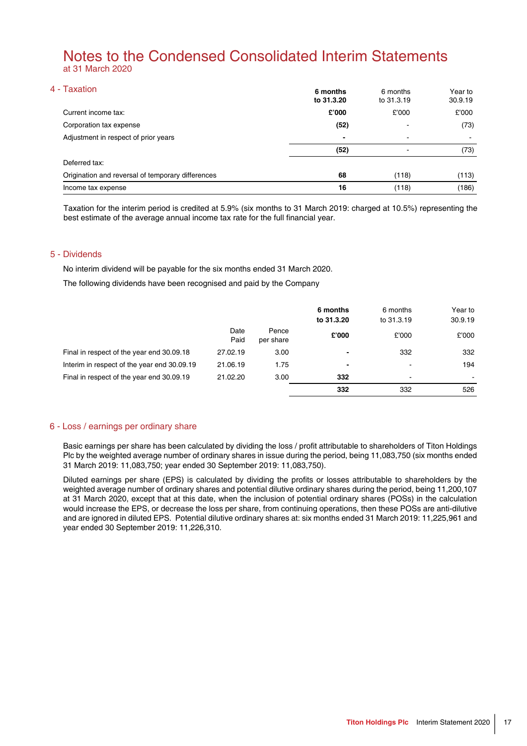# Notes to the Condensed Consolidated Interim Statements

at 31 March 2020

## 4 - Taxation

| | **6 months to 31.3.20** | 6 months to 31.3.19 | Year to 30.9.19 |
|---|---|---|---|
| Current income tax: | **£'000** | £'000 | £'000 |
| Corporation tax expense | **(52)** | - | (73) |
| Adjustment in respect of prior years | **-** | - | - |
| | **(52)** | - | (73) |
| Deferred tax: | | | |
| Origination and reversal of temporary differences | **68** | (118) | (113) |
| Income tax expense | **16** | (118) | (186) |

Taxation for the interim period is credited at 5.9% (six months to 31 March 2019: charged at 10.5%) representing the best estimate of the average annual income tax rate for the full financial year.

## 5 - Dividends

No interim dividend will be payable for the six months ended 31 March 2020.

The following dividends have been recognised and paid by the Company

| | Date Paid | Pence per share | **6 months to 31.3.20** | 6 months to 31.3.19 | Year to 30.9.19 |
|---|---|---|---|---|---|
| | | | **£'000** | £'000 | £'000 |
| Final in respect of the year end 30.09.18 | 27.02.19 | 3.00 | **-** | 332 | 332 |
| Interim in respect of the year end 30.09.19 | 21.06.19 | 1.75 | **-** | - | 194 |
| Final in respect of the year end 30.09.19 | 21.02.20 | 3.00 | **332** | - | - |
| | | | **332** | 332 | 526 |

## 6 - Loss / earnings per ordinary share

Basic earnings per share has been calculated by dividing the loss / profit attributable to shareholders of Titon Holdings Plc by the weighted average number of ordinary shares in issue during the period, being 11,083,750 (six months ended 31 March 2019: 11,083,750; year ended 30 September 2019: 11,083,750).

Diluted earnings per share (EPS) is calculated by dividing the profits or losses attributable to shareholders by the weighted average number of ordinary shares and potential dilutive ordinary shares during the period, being 11,200,107 at 31 March 2020, except that at this date, when the inclusion of potential ordinary shares (POSs) in the calculation would increase the EPS, or decrease the loss per share, from continuing operations, then these POSs are anti-dilutive and are ignored in diluted EPS. Potential dilutive ordinary shares at: six months ended 31 March 2019: 11,225,961 and year ended 30 September 2019: 11,226,310.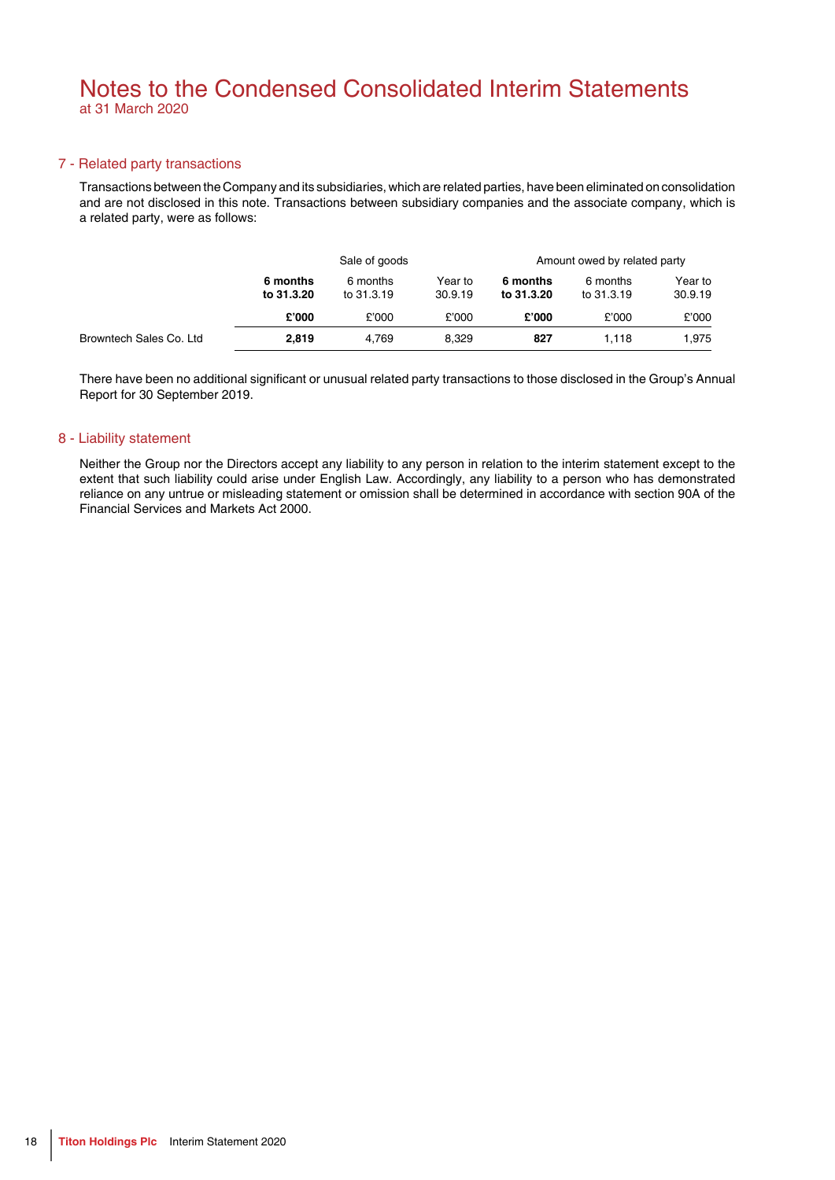# Notes to the Condensed Consolidated Interim Statements
at 31 March 2020

## 7 - Related party transactions

Transactions between the Company and its subsidiaries, which are related parties, have been eliminated on consolidation and are not disclosed in this note. Transactions between subsidiary companies and the associate company, which is a related party, were as follows:

| | Sale of goods | | | Amount owed by related party | | |
|---|---|---|---|---|---|---|
| | **6 months to 31.3.20** | 6 months to 31.3.19 | Year to 30.9.19 | **6 months to 31.3.20** | 6 months to 31.3.19 | Year to 30.9.19 |
| | **£'000** | £'000 | £'000 | **£'000** | £'000 | £'000 |
| Browntech Sales Co. Ltd | **2,819** | 4,769 | 8,329 | **827** | 1,118 | 1,975 |

There have been no additional significant or unusual related party transactions to those disclosed in the Group's Annual Report for 30 September 2019.

## 8 - Liability statement

Neither the Group nor the Directors accept any liability to any person in relation to the interim statement except to the extent that such liability could arise under English Law. Accordingly, any liability to a person who has demonstrated reliance on any untrue or misleading statement or omission shall be determined in accordance with section 90A of the Financial Services and Markets Act 2000.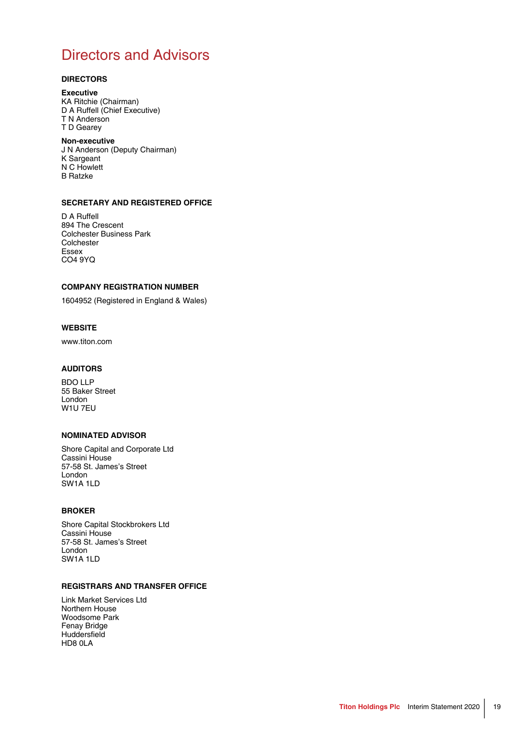# Directors and Advisors

## DIRECTORS

**Executive**
KA Ritchie (Chairman)
D A Ruffell (Chief Executive)
T N Anderson
T D Gearey

**Non-executive**
J N Anderson (Deputy Chairman)
K Sargeant
N C Howlett
B Ratzke

## SECRETARY AND REGISTERED OFFICE

D A Ruffell
894 The Crescent
Colchester Business Park
Colchester
Essex
CO4 9YQ

## COMPANY REGISTRATION NUMBER

1604952 (Registered in England & Wales)

## WEBSITE

www.titon.com

## AUDITORS

BDO LLP
55 Baker Street
London
W1U 7EU

## NOMINATED ADVISOR

Shore Capital and Corporate Ltd
Cassini House
57-58 St. James's Street
London
SW1A 1LD

## BROKER

Shore Capital Stockbrokers Ltd
Cassini House
57-58 St. James's Street
London
SW1A 1LD

## REGISTRARS AND TRANSFER OFFICE

Link Market Services Ltd
Northern House
Woodsome Park
Fenay Bridge
Huddersfield
HD8 0LA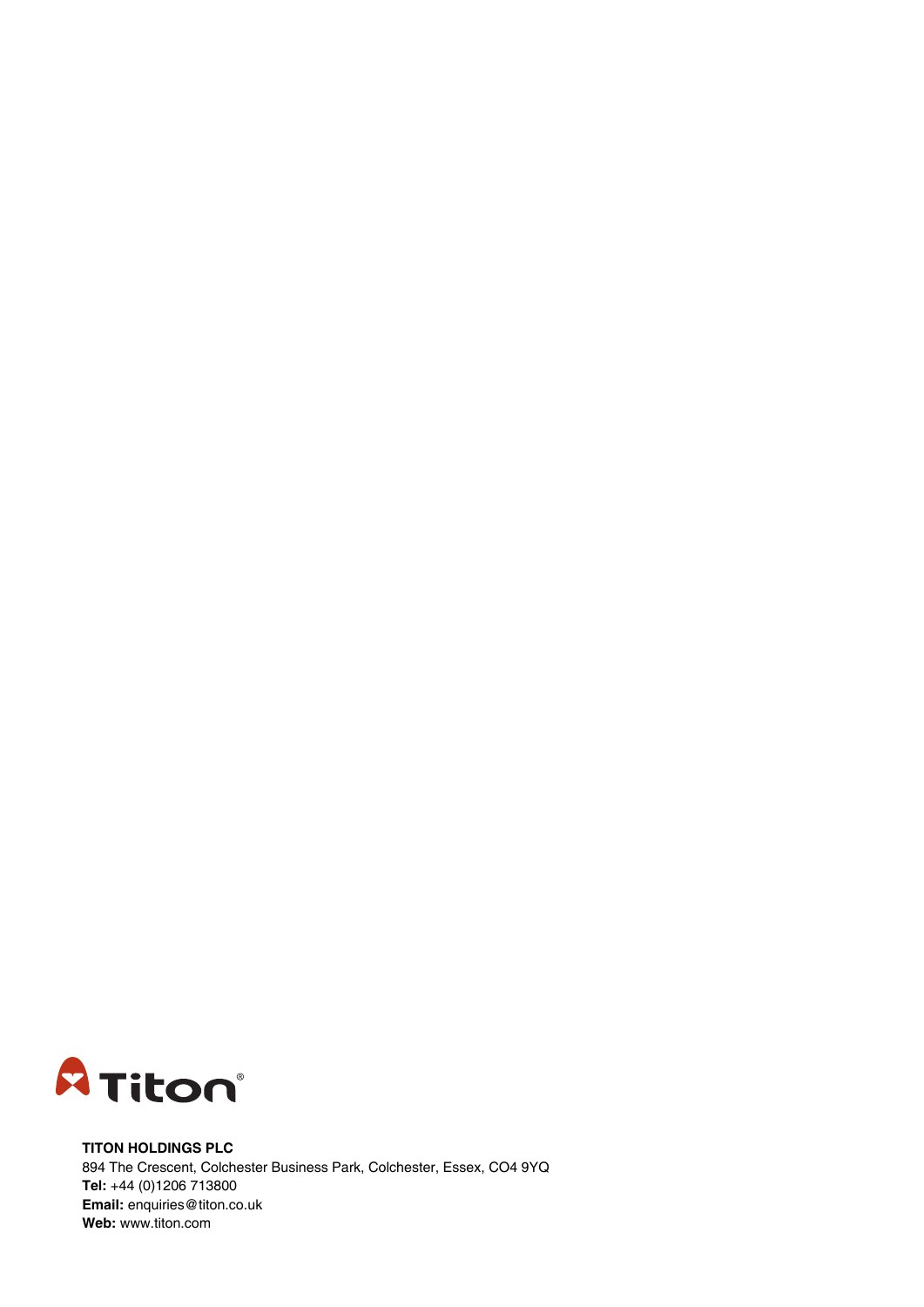Titon®

**TITON HOLDINGS PLC**
894 The Crescent, Colchester Business Park, Colchester, Essex, CO4 9YQ
**Tel:** +44 (0)1206 713800
**Email:** enquiries@titon.co.uk
**Web:** www.titon.com